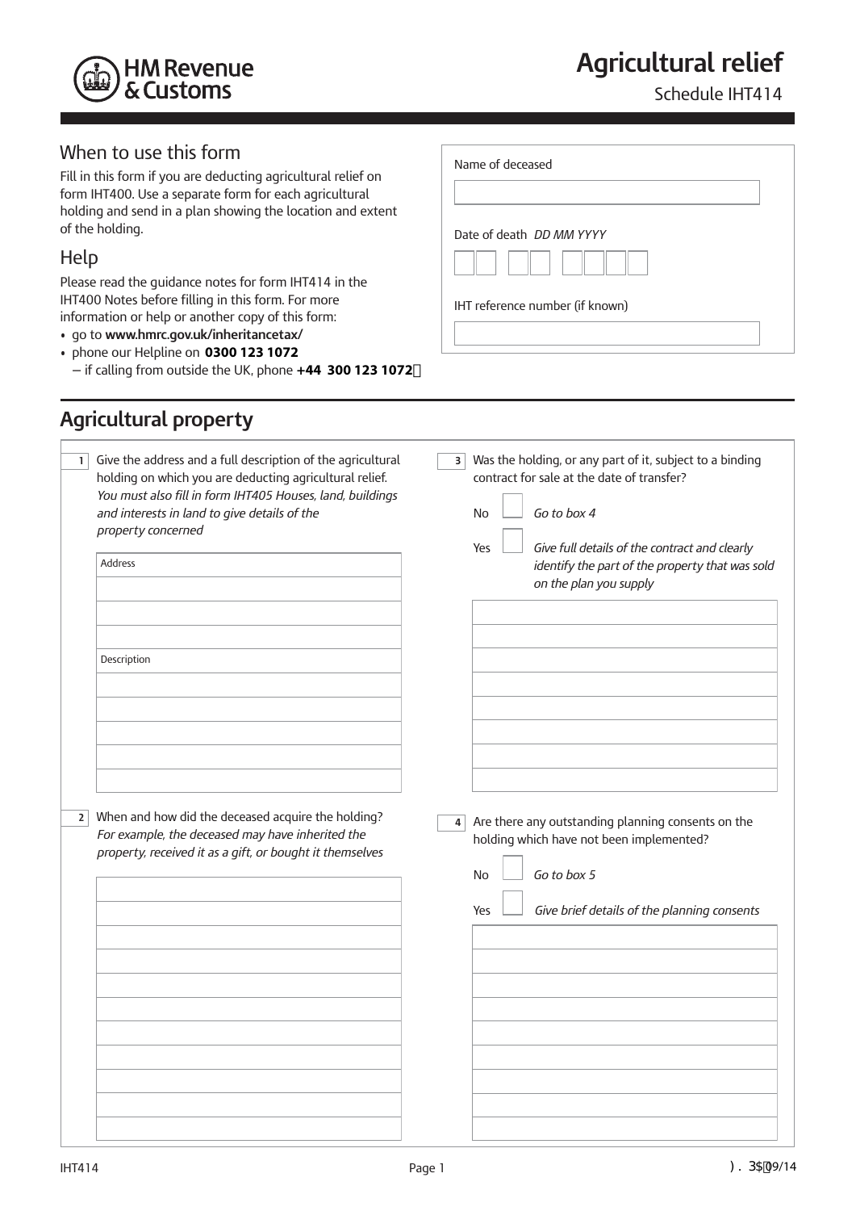HM Revenue & Customs

# Agricultural relief

Schedule IHT414

## When to use this form

Fill in this form if you are deducting agricultural relief on form IHT400. Use a separate form for each agricultural holding and send in a plan showing the location and extent of the holding.

## Help

Please read the guidance notes for form IHT414 in the IHT400 Notes before filling in this form. For more information or help or another copy of this form:

- go to **www.hmrc.gov.uk/inheritancetax/**
- phone our Helpline on **0300 123 1072**
  – if calling from outside the UK, phone **+44 300 123 1072**

Name of deceased

Date of death *DD MM YYYY*

IHT reference number (if known)

## Agricultural property

**1** Give the address and a full description of the agricultural holding on which you are deducting agricultural relief.
*You must also fill in form IHT405 Houses, land, buildings and interests in land to give details of the property concerned*

Address

Description

**2** When and how did the deceased acquire the holding?
*For example, the deceased may have inherited the property, received it as a gift, or bought it themselves*

**3** Was the holding, or any part of it, subject to a binding contract for sale at the date of transfer?

No ☐ *Go to box 4*

Yes ☐ *Give full details of the contract and clearly identify the part of the property that was sold on the plan you supply*

**4** Are there any outstanding planning consents on the holding which have not been implemented?

No ☐ *Go to box 5*

Yes ☐ *Give brief details of the planning consents*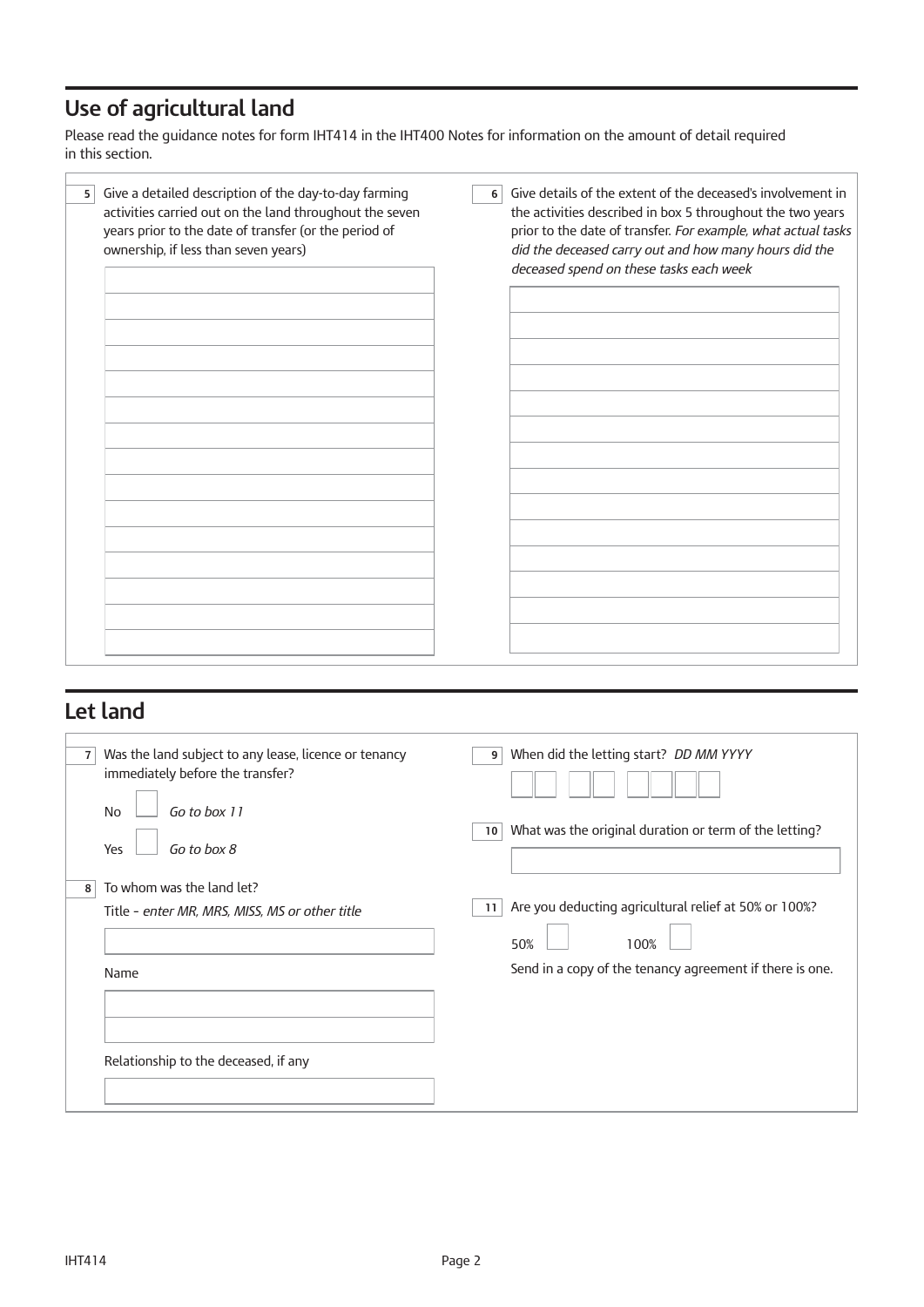## Use of agricultural land

Please read the guidance notes for form IHT414 in the IHT400 Notes for information on the amount of detail required in this section.

**5** Give a detailed description of the day-to-day farming activities carried out on the land throughout the seven years prior to the date of transfer (or the period of ownership, if less than seven years)

**6** Give details of the extent of the deceased's involvement in the activities described in box 5 throughout the two years prior to the date of transfer. *For example, what actual tasks did the deceased carry out and how many hours did the deceased spend on these tasks each week*

## Let land

**7** Was the land subject to any lease, licence or tenancy immediately before the transfer?

No ☐ *Go to box 11*

Yes ☐ *Go to box 8*

**8** To whom was the land let?

Title - *enter MR, MRS, MISS, MS or other title*

Name

Relationship to the deceased, if any

**9** When did the letting start? *DD MM YYYY*

**10** What was the original duration or term of the letting?

**11** Are you deducting agricultural relief at 50% or 100%?

50% ☐ 100% ☐

Send in a copy of the tenancy agreement if there is one.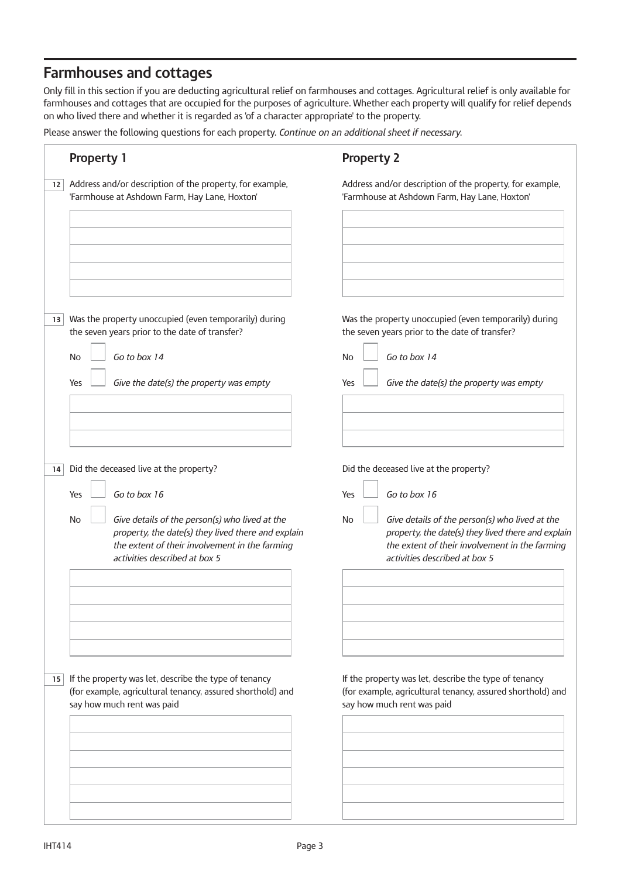## Farmhouses and cottages

Only fill in this section if you are deducting agricultural relief on farmhouses and cottages. Agricultural relief is only available for farmhouses and cottages that are occupied for the purposes of agriculture. Whether each property will qualify for relief depends on who lived there and whether it is regarded as 'of a character appropriate' to the property.

Please answer the following questions for each property. *Continue on an additional sheet if necessary.*

### Property 1

**12** Address and/or description of the property, for example, 'Farmhouse at Ashdown Farm, Hay Lane, Hoxton'

**13** Was the property unoccupied (even temporarily) during the seven years prior to the date of transfer?

No ☐ *Go to box 14*

Yes ☐ *Give the date(s) the property was empty*

**14** Did the deceased live at the property?

Yes ☐ *Go to box 16*

No ☐ *Give details of the person(s) who lived at the property, the date(s) they lived there and explain the extent of their involvement in the farming activities described at box 5*

**15** If the property was let, describe the type of tenancy (for example, agricultural tenancy, assured shorthold) and say how much rent was paid

### Property 2

Address and/or description of the property, for example, 'Farmhouse at Ashdown Farm, Hay Lane, Hoxton'

Was the property unoccupied (even temporarily) during the seven years prior to the date of transfer?

No ☐ *Go to box 14*

Yes ☐ *Give the date(s) the property was empty*

Did the deceased live at the property?

Yes ☐ *Go to box 16*

No ☐ *Give details of the person(s) who lived at the property, the date(s) they lived there and explain the extent of their involvement in the farming activities described at box 5*

If the property was let, describe the type of tenancy (for example, agricultural tenancy, assured shorthold) and say how much rent was paid

IHT414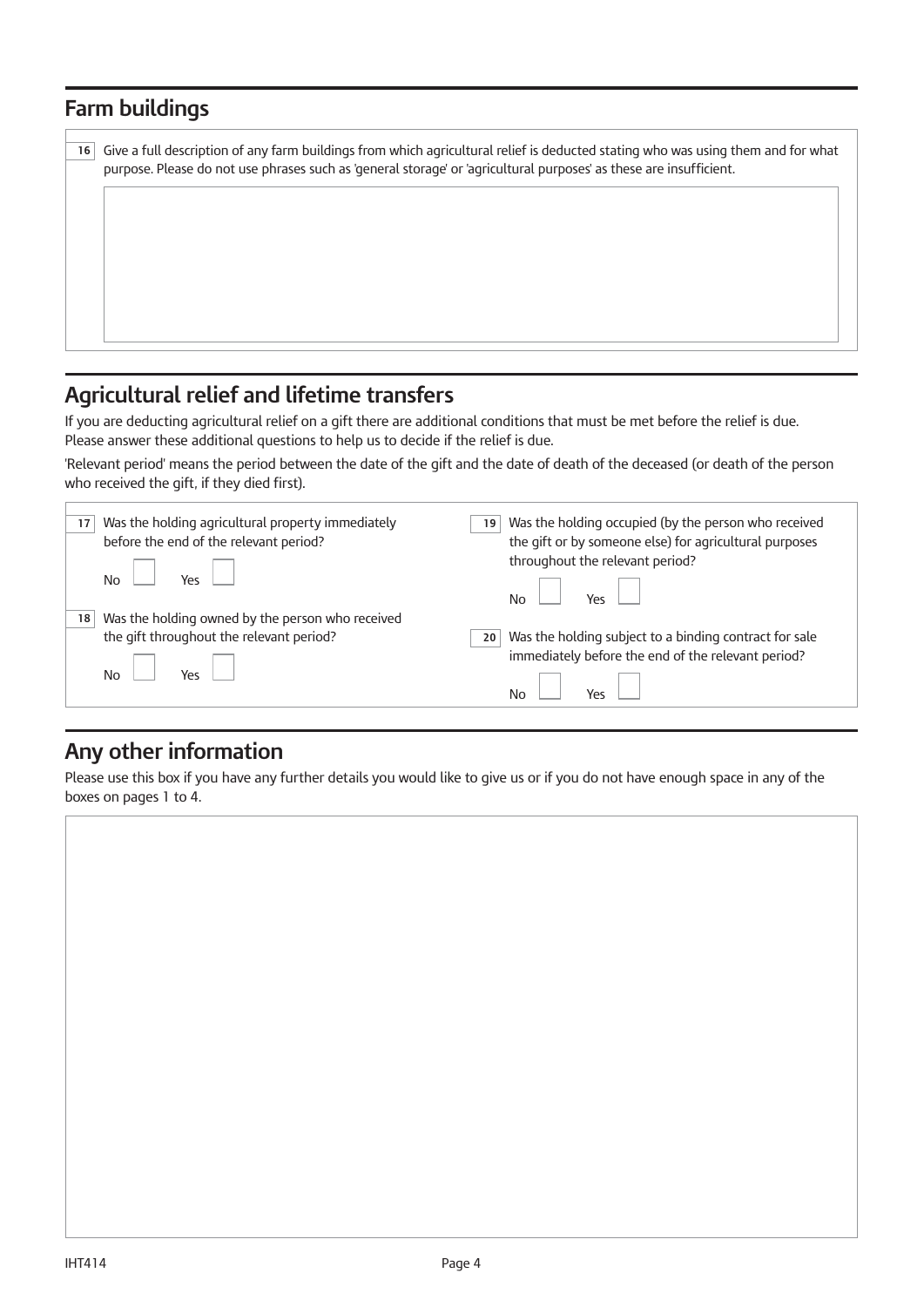## Farm buildings

16 Give a full description of any farm buildings from which agricultural relief is deducted stating who was using them and for what purpose. Please do not use phrases such as 'general storage' or 'agricultural purposes' as these are insufficient.

## Agricultural relief and lifetime transfers

If you are deducting agricultural relief on a gift there are additional conditions that must be met before the relief is due. Please answer these additional questions to help us to decide if the relief is due.

'Relevant period' means the period between the date of the gift and the date of death of the deceased (or death of the person who received the gift, if they died first).

17 Was the holding agricultural property immediately before the end of the relevant period?

No ☐ Yes ☐

18 Was the holding owned by the person who received the gift throughout the relevant period?

No ☐ Yes ☐

19 Was the holding occupied (by the person who received the gift or by someone else) for agricultural purposes throughout the relevant period?

No ☐ Yes ☐

20 Was the holding subject to a binding contract for sale immediately before the end of the relevant period?

No ☐ Yes ☐

## Any other information

Please use this box if you have any further details you would like to give us or if you do not have enough space in any of the boxes on pages 1 to 4.